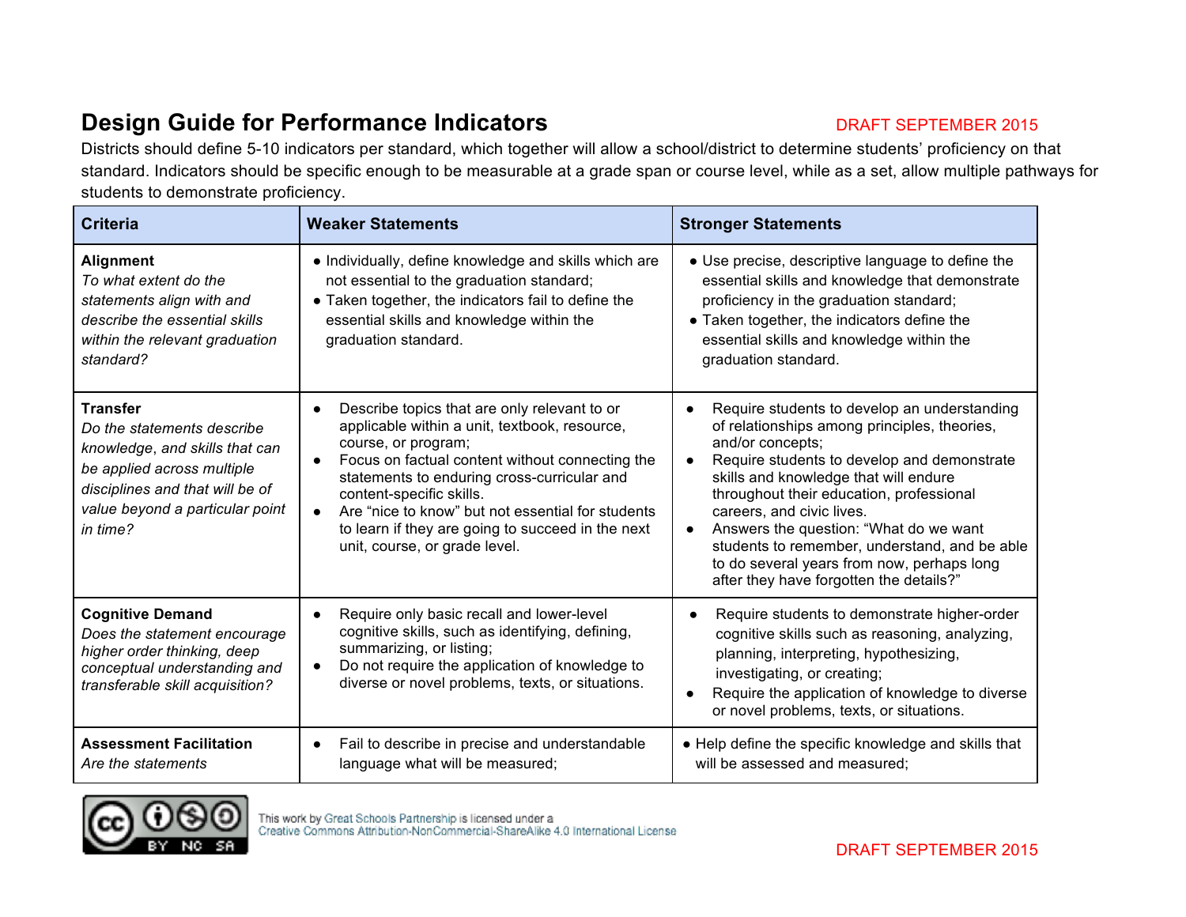# Design Guide for Performance Indicators

DRAFT SEPTEMBER 2015

Districts should define 5-10 indicators per standard, which together will allow a school/district to determine students' proficiency on that standard. Indicators should be specific enough to be measurable at a grade span or course level, while as a set, allow multiple pathways for students to demonstrate proficiency.

| Criteria | Weaker Statements | Stronger Statements |
|---|---|---|
| **Alignment**<br>*To what extent do the statements align with and describe the essential skills within the relevant graduation standard?* | • Individually, define knowledge and skills which are not essential to the graduation standard;<br>• Taken together, the indicators fail to define the essential skills and knowledge within the graduation standard. | • Use precise, descriptive language to define the essential skills and knowledge that demonstrate proficiency in the graduation standard;<br>• Taken together, the indicators define the essential skills and knowledge within the graduation standard. |
| **Transfer**<br>*Do the statements describe knowledge, and skills that can be applied across multiple disciplines and that will be of value beyond a particular point in time?* | • Describe topics that are only relevant to or applicable within a unit, textbook, resource, course, or program;<br>• Focus on factual content without connecting the statements to enduring cross-curricular and content-specific skills.<br>• Are "nice to know" but not essential for students to learn if they are going to succeed in the next unit, course, or grade level. | • Require students to develop an understanding of relationships among principles, theories, and/or concepts;<br>• Require students to develop and demonstrate skills and knowledge that will endure throughout their education, professional careers, and civic lives.<br>• Answers the question: "What do we want students to remember, understand, and be able to do several years from now, perhaps long after they have forgotten the details?" |
| **Cognitive Demand**<br>*Does the statement encourage higher order thinking, deep conceptual understanding and transferable skill acquisition?* | • Require only basic recall and lower-level cognitive skills, such as identifying, defining, summarizing, or listing;<br>• Do not require the application of knowledge to diverse or novel problems, texts, or situations. | • Require students to demonstrate higher-order cognitive skills such as reasoning, analyzing, planning, interpreting, hypothesizing, investigating, or creating;<br>• Require the application of knowledge to diverse or novel problems, texts, or situations. |
| **Assessment Facilitation**<br>*Are the statements* | • Fail to describe in precise and understandable language what will be measured; | • Help define the specific knowledge and skills that will be assessed and measured; |

This work by Great Schools Partnership is licensed under a Creative Commons Attribution-NonCommercial-ShareAlike 4.0 International License

DRAFT SEPTEMBER 2015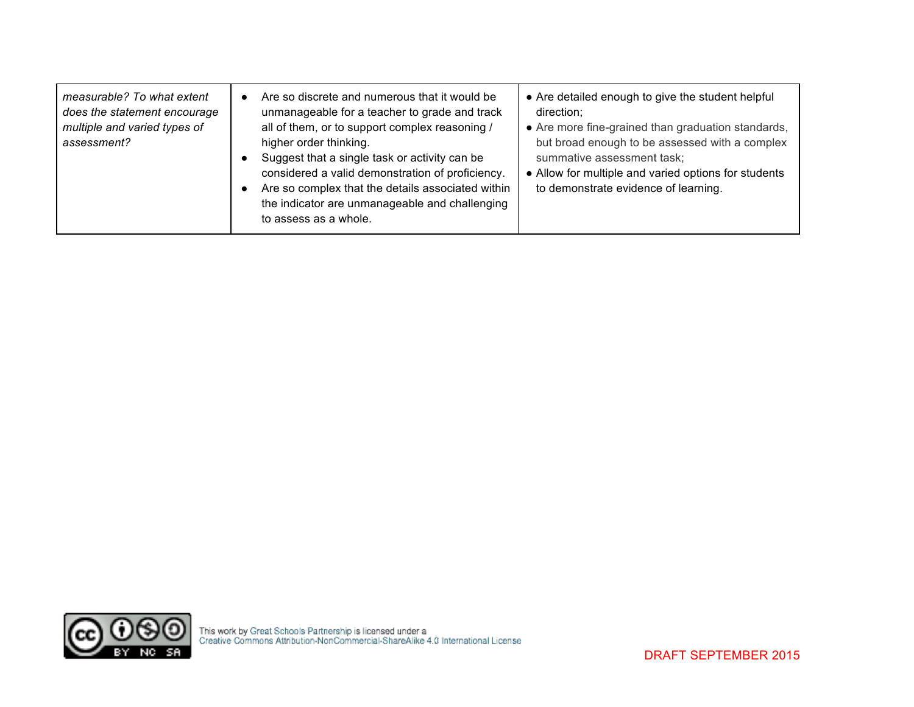| | | |
|---|---|---|
| *measurable? To what extent does the statement encourage multiple and varied types of assessment?* | • Are so discrete and numerous that it would be unmanageable for a teacher to grade and track all of them, or to support complex reasoning / higher order thinking.<br>• Suggest that a single task or activity can be considered a valid demonstration of proficiency.<br>• Are so complex that the details associated within the indicator are unmanageable and challenging to assess as a whole. | • Are detailed enough to give the student helpful direction;<br>• Are more fine-grained than graduation standards, but broad enough to be assessed with a complex summative assessment task;<br>• Allow for multiple and varied options for students to demonstrate evidence of learning. |

This work by Great Schools Partnership is licensed under a Creative Commons Attribution-NonCommercial-ShareAlike 4.0 International License

DRAFT SEPTEMBER 2015